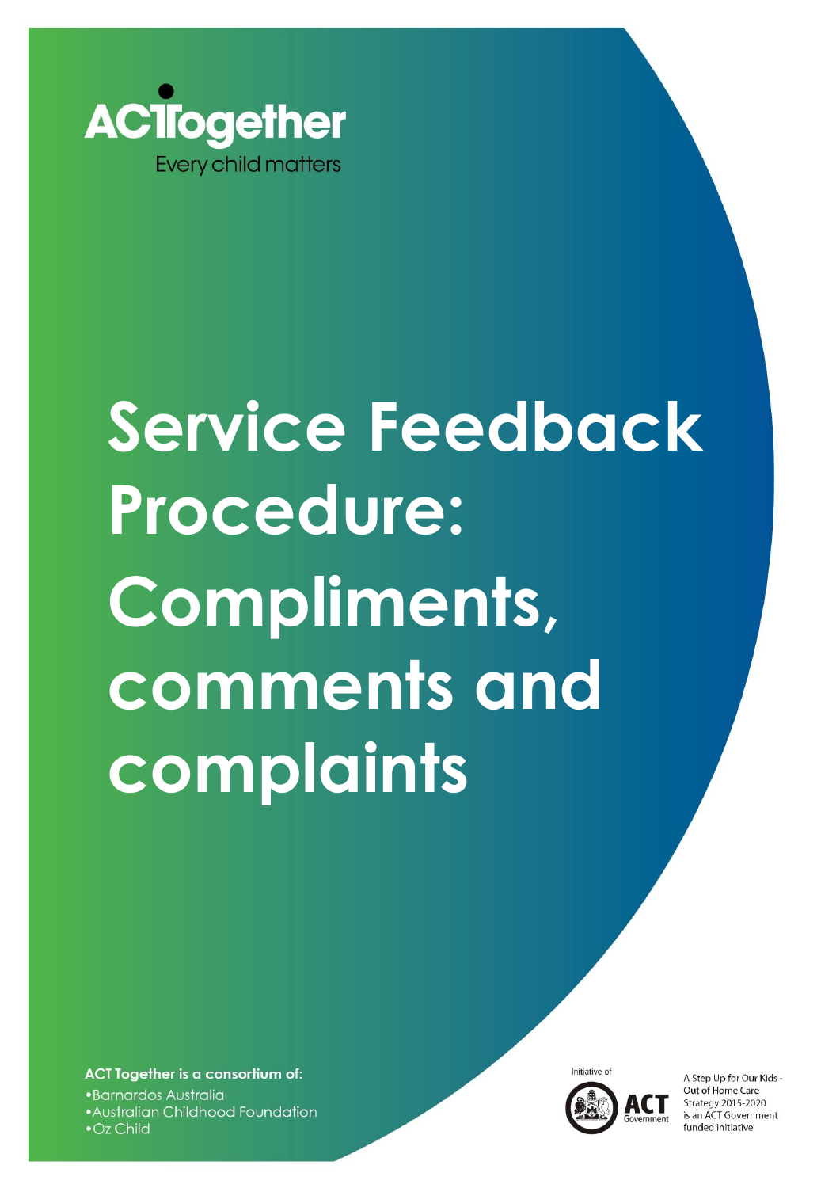ACTogether

Every child matters

# Service Feedback Procedure: Compliments, comments and complaints

**ACT Together is a consortium of:**

- Barnardos Australia
- Australian Childhood Foundation
- Oz Child

Initiative of

ACT Government

A Step Up for Our Kids - Out of Home Care Strategy 2015-2020 is an ACT Government funded initiative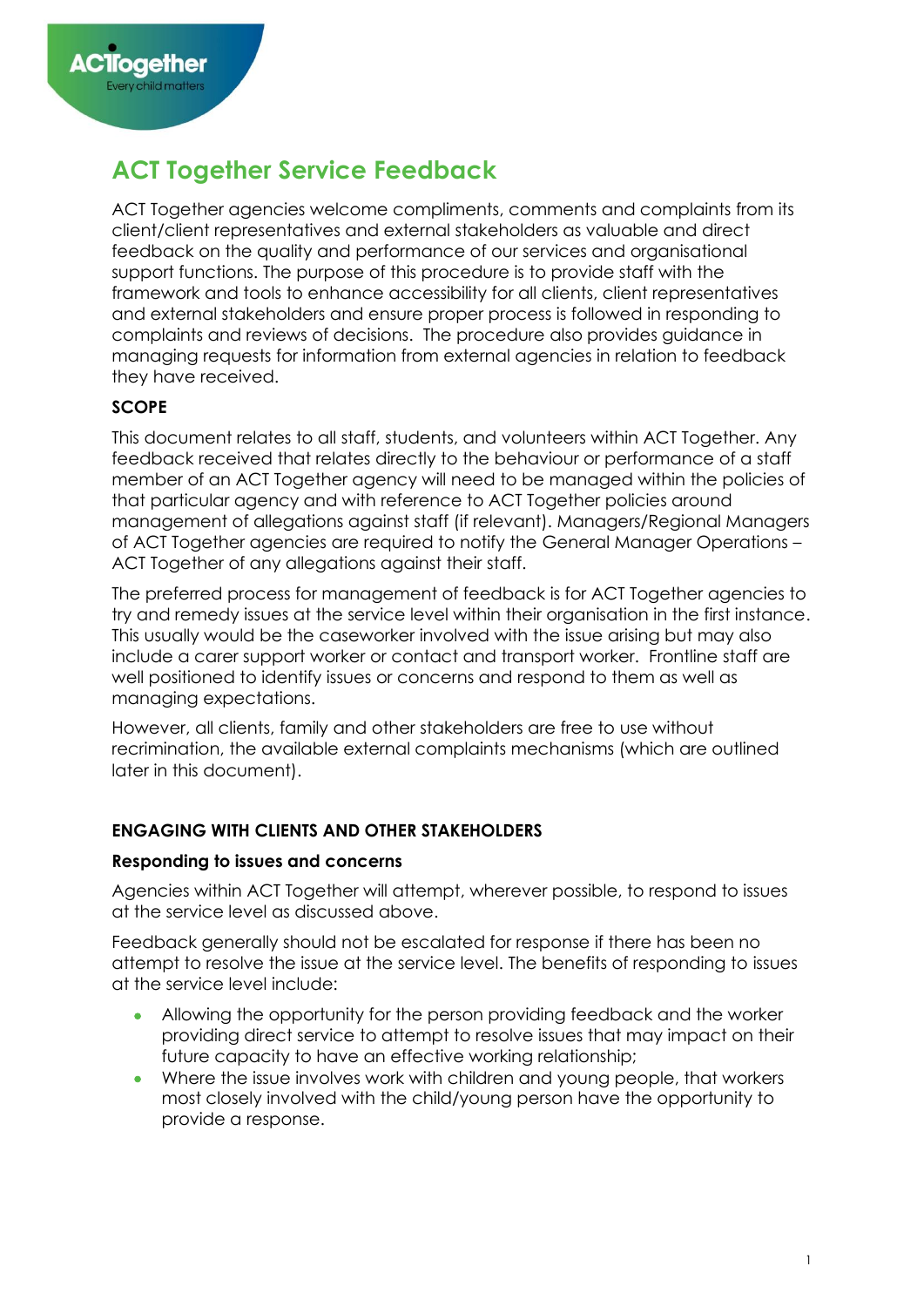# ACT Together Service Feedback

ACT Together agencies welcome compliments, comments and complaints from its client/client representatives and external stakeholders as valuable and direct feedback on the quality and performance of our services and organisational support functions. The purpose of this procedure is to provide staff with the framework and tools to enhance accessibility for all clients, client representatives and external stakeholders and ensure proper process is followed in responding to complaints and reviews of decisions. The procedure also provides guidance in managing requests for information from external agencies in relation to feedback they have received.

## SCOPE

This document relates to all staff, students, and volunteers within ACT Together. Any feedback received that relates directly to the behaviour or performance of a staff member of an ACT Together agency will need to be managed within the policies of that particular agency and with reference to ACT Together policies around management of allegations against staff (if relevant). Managers/Regional Managers of ACT Together agencies are required to notify the General Manager Operations – ACT Together of any allegations against their staff.

The preferred process for management of feedback is for ACT Together agencies to try and remedy issues at the service level within their organisation in the first instance. This usually would be the caseworker involved with the issue arising but may also include a carer support worker or contact and transport worker. Frontline staff are well positioned to identify issues or concerns and respond to them as well as managing expectations.

However, all clients, family and other stakeholders are free to use without recrimination, the available external complaints mechanisms (which are outlined later in this document).

## ENGAGING WITH CLIENTS AND OTHER STAKEHOLDERS

### Responding to issues and concerns

Agencies within ACT Together will attempt, wherever possible, to respond to issues at the service level as discussed above.

Feedback generally should not be escalated for response if there has been no attempt to resolve the issue at the service level. The benefits of responding to issues at the service level include:

- Allowing the opportunity for the person providing feedback and the worker providing direct service to attempt to resolve issues that may impact on their future capacity to have an effective working relationship;
- Where the issue involves work with children and young people, that workers most closely involved with the child/young person have the opportunity to provide a response.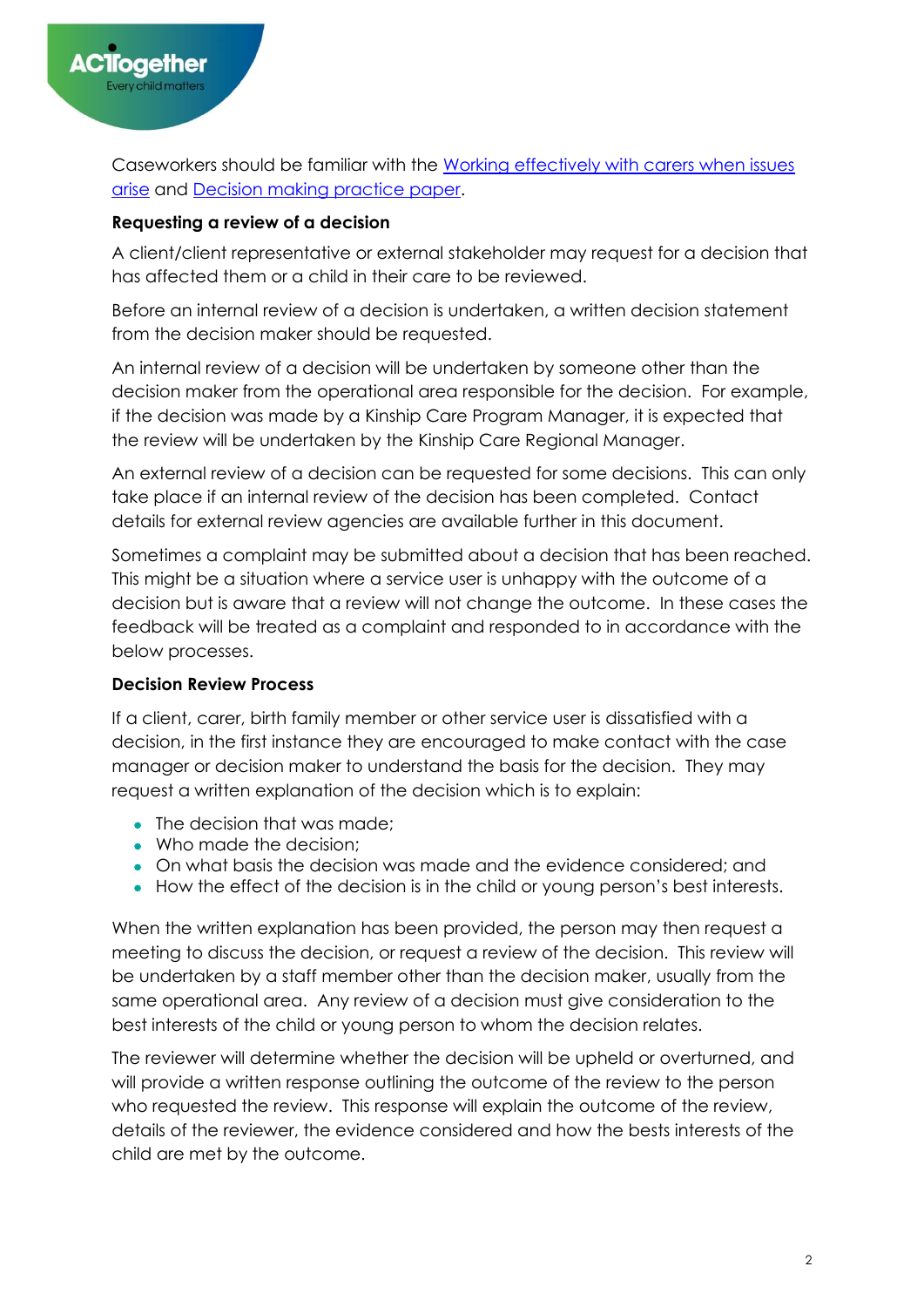Caseworkers should be familiar with the Working effectively with carers when issues arise and Decision making practice paper.

**Requesting a review of a decision**

A client/client representative or external stakeholder may request for a decision that has affected them or a child in their care to be reviewed.

Before an internal review of a decision is undertaken, a written decision statement from the decision maker should be requested.

An internal review of a decision will be undertaken by someone other than the decision maker from the operational area responsible for the decision. For example, if the decision was made by a Kinship Care Program Manager, it is expected that the review will be undertaken by the Kinship Care Regional Manager.

An external review of a decision can be requested for some decisions. This can only take place if an internal review of the decision has been completed. Contact details for external review agencies are available further in this document.

Sometimes a complaint may be submitted about a decision that has been reached. This might be a situation where a service user is unhappy with the outcome of a decision but is aware that a review will not change the outcome. In these cases the feedback will be treated as a complaint and responded to in accordance with the below processes.

**Decision Review Process**

If a client, carer, birth family member or other service user is dissatisfied with a decision, in the first instance they are encouraged to make contact with the case manager or decision maker to understand the basis for the decision. They may request a written explanation of the decision which is to explain:

- The decision that was made;
- Who made the decision;
- On what basis the decision was made and the evidence considered; and
- How the effect of the decision is in the child or young person's best interests.

When the written explanation has been provided, the person may then request a meeting to discuss the decision, or request a review of the decision. This review will be undertaken by a staff member other than the decision maker, usually from the same operational area. Any review of a decision must give consideration to the best interests of the child or young person to whom the decision relates.

The reviewer will determine whether the decision will be upheld or overturned, and will provide a written response outlining the outcome of the review to the person who requested the review. This response will explain the outcome of the review, details of the reviewer, the evidence considered and how the bests interests of the child are met by the outcome.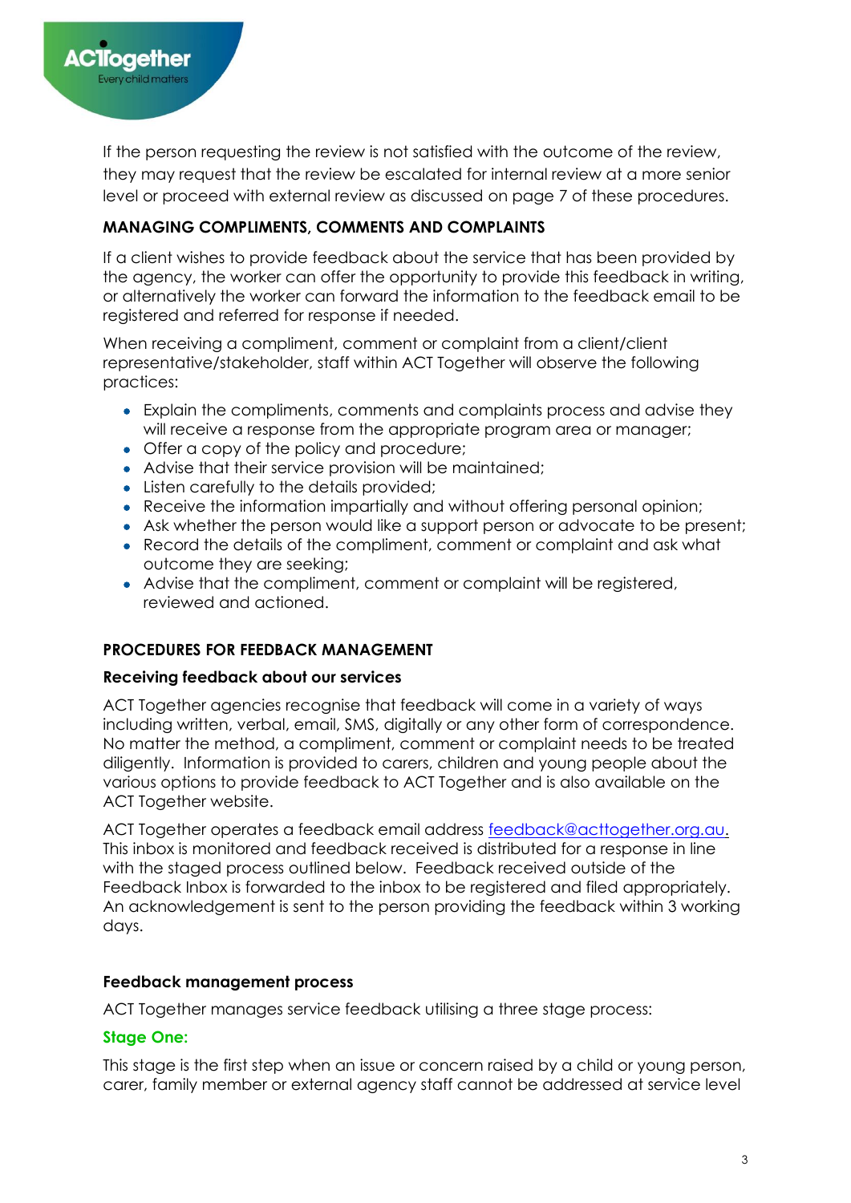If the person requesting the review is not satisfied with the outcome of the review, they may request that the review be escalated for internal review at a more senior level or proceed with external review as discussed on page 7 of these procedures.

**MANAGING COMPLIMENTS, COMMENTS AND COMPLAINTS**

If a client wishes to provide feedback about the service that has been provided by the agency, the worker can offer the opportunity to provide this feedback in writing, or alternatively the worker can forward the information to the feedback email to be registered and referred for response if needed.

When receiving a compliment, comment or complaint from a client/client representative/stakeholder, staff within ACT Together will observe the following practices:

- Explain the compliments, comments and complaints process and advise they will receive a response from the appropriate program area or manager;
- Offer a copy of the policy and procedure;
- Advise that their service provision will be maintained;
- Listen carefully to the details provided;
- Receive the information impartially and without offering personal opinion;
- Ask whether the person would like a support person or advocate to be present;
- Record the details of the compliment, comment or complaint and ask what outcome they are seeking;
- Advise that the compliment, comment or complaint will be registered, reviewed and actioned.

**PROCEDURES FOR FEEDBACK MANAGEMENT**

**Receiving feedback about our services**

ACT Together agencies recognise that feedback will come in a variety of ways including written, verbal, email, SMS, digitally or any other form of correspondence. No matter the method, a compliment, comment or complaint needs to be treated diligently. Information is provided to carers, children and young people about the various options to provide feedback to ACT Together and is also available on the ACT Together website.

ACT Together operates a feedback email address feedback@acttogether.org.au. This inbox is monitored and feedback received is distributed for a response in line with the staged process outlined below. Feedback received outside of the Feedback Inbox is forwarded to the inbox to be registered and filed appropriately. An acknowledgement is sent to the person providing the feedback within 3 working days.

**Feedback management process**

ACT Together manages service feedback utilising a three stage process:

**Stage One:**

This stage is the first step when an issue or concern raised by a child or young person, carer, family member or external agency staff cannot be addressed at service level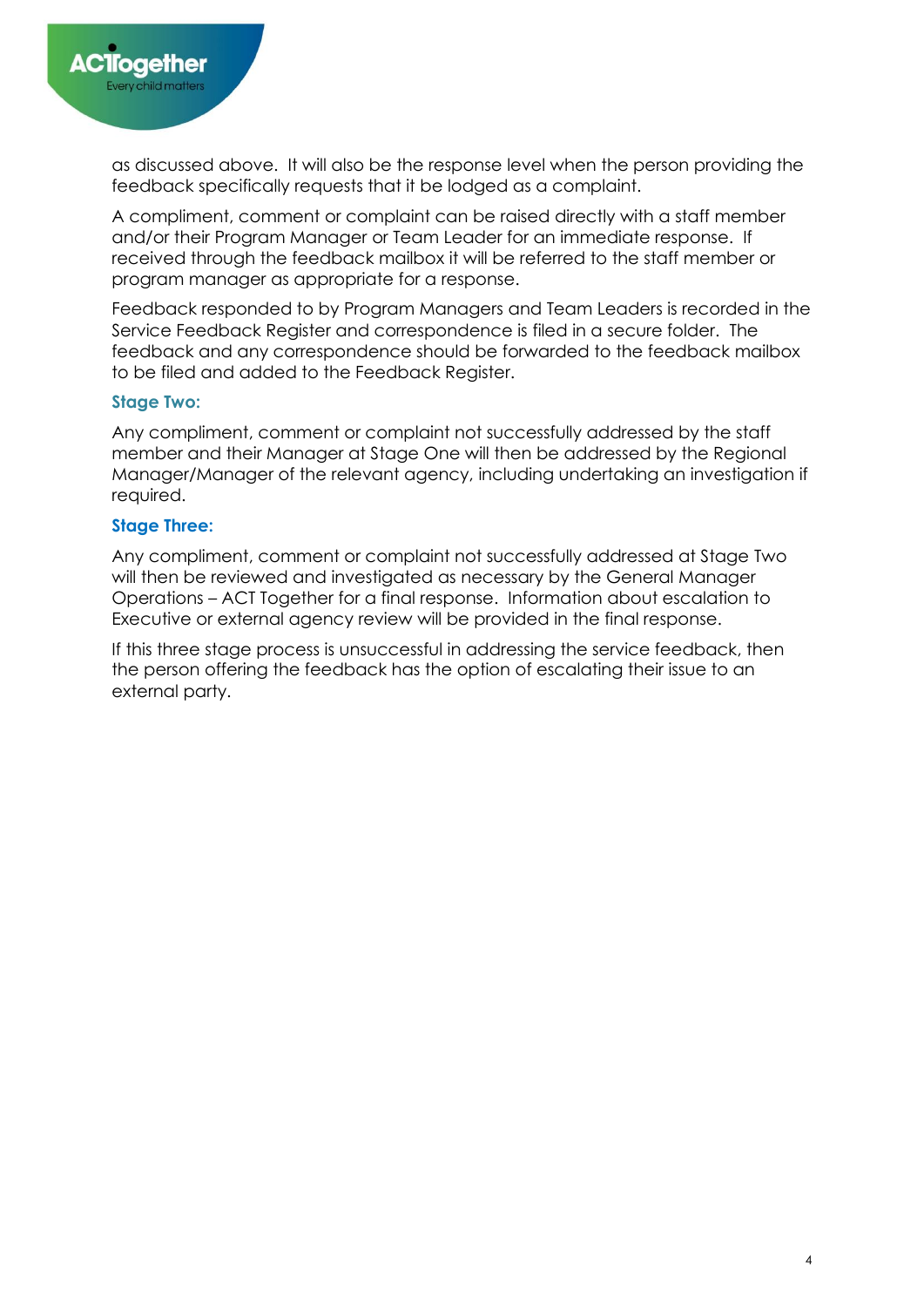as discussed above. It will also be the response level when the person providing the feedback specifically requests that it be lodged as a complaint.

A compliment, comment or complaint can be raised directly with a staff member and/or their Program Manager or Team Leader for an immediate response. If received through the feedback mailbox it will be referred to the staff member or program manager as appropriate for a response.

Feedback responded to by Program Managers and Team Leaders is recorded in the Service Feedback Register and correspondence is filed in a secure folder. The feedback and any correspondence should be forwarded to the feedback mailbox to be filed and added to the Feedback Register.

### Stage Two:

Any compliment, comment or complaint not successfully addressed by the staff member and their Manager at Stage One will then be addressed by the Regional Manager/Manager of the relevant agency, including undertaking an investigation if required.

### Stage Three:

Any compliment, comment or complaint not successfully addressed at Stage Two will then be reviewed and investigated as necessary by the General Manager Operations – ACT Together for a final response. Information about escalation to Executive or external agency review will be provided in the final response.

If this three stage process is unsuccessful in addressing the service feedback, then the person offering the feedback has the option of escalating their issue to an external party.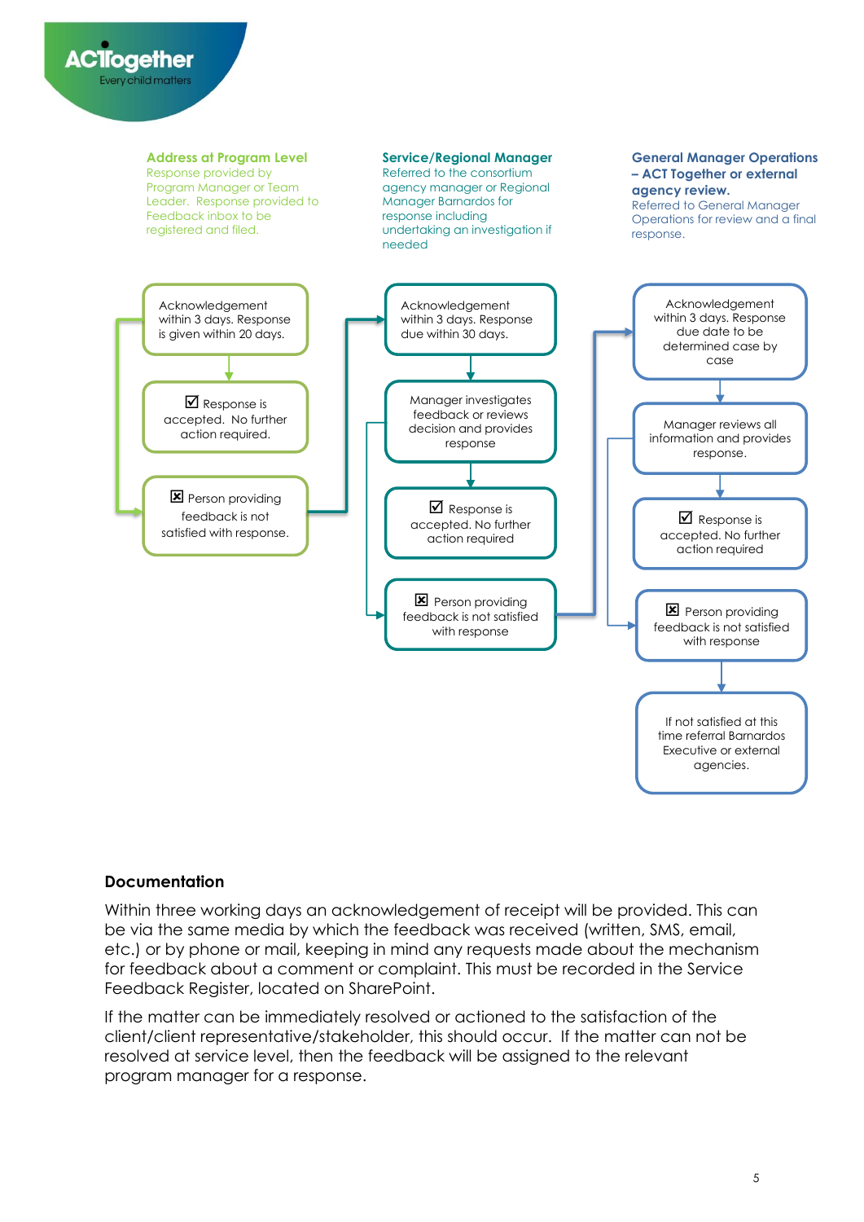**Address at Program Level**
Response provided by Program Manager or Team Leader. Response provided to Feedback inbox to be registered and filed.

- Acknowledgement within 3 days. Response is given within 20 days.
- ☑ Response is accepted. No further action required.
- ☒ Person providing feedback is not satisfied with response.

**Service/Regional Manager**
Referred to the consortium agency manager or Regional Manager Barnardos for response including undertaking an investigation if needed

- Acknowledgement within 3 days. Response due within 30 days.
- Manager investigates feedback or reviews decision and provides response
- ☑ Response is accepted. No further action required
- ☒ Person providing feedback is not satisfied with response

**General Manager Operations – ACT Together or external agency review.**
Referred to General Manager Operations for review and a final response.

- Acknowledgement within 3 days. Response due date to be determined case by case
- Manager reviews all information and provides response.
- ☑ Response is accepted. No further action required
- ☒ Person providing feedback is not satisfied with response
- If not satisfied at this time referral Barnardos Executive or external agencies.

## Documentation

Within three working days an acknowledgement of receipt will be provided. This can be via the same media by which the feedback was received (written, SMS, email, etc.) or by phone or mail, keeping in mind any requests made about the mechanism for feedback about a comment or complaint. This must be recorded in the Service Feedback Register, located on SharePoint.

If the matter can be immediately resolved or actioned to the satisfaction of the client/client representative/stakeholder, this should occur. If the matter can not be resolved at service level, then the feedback will be assigned to the relevant program manager for a response.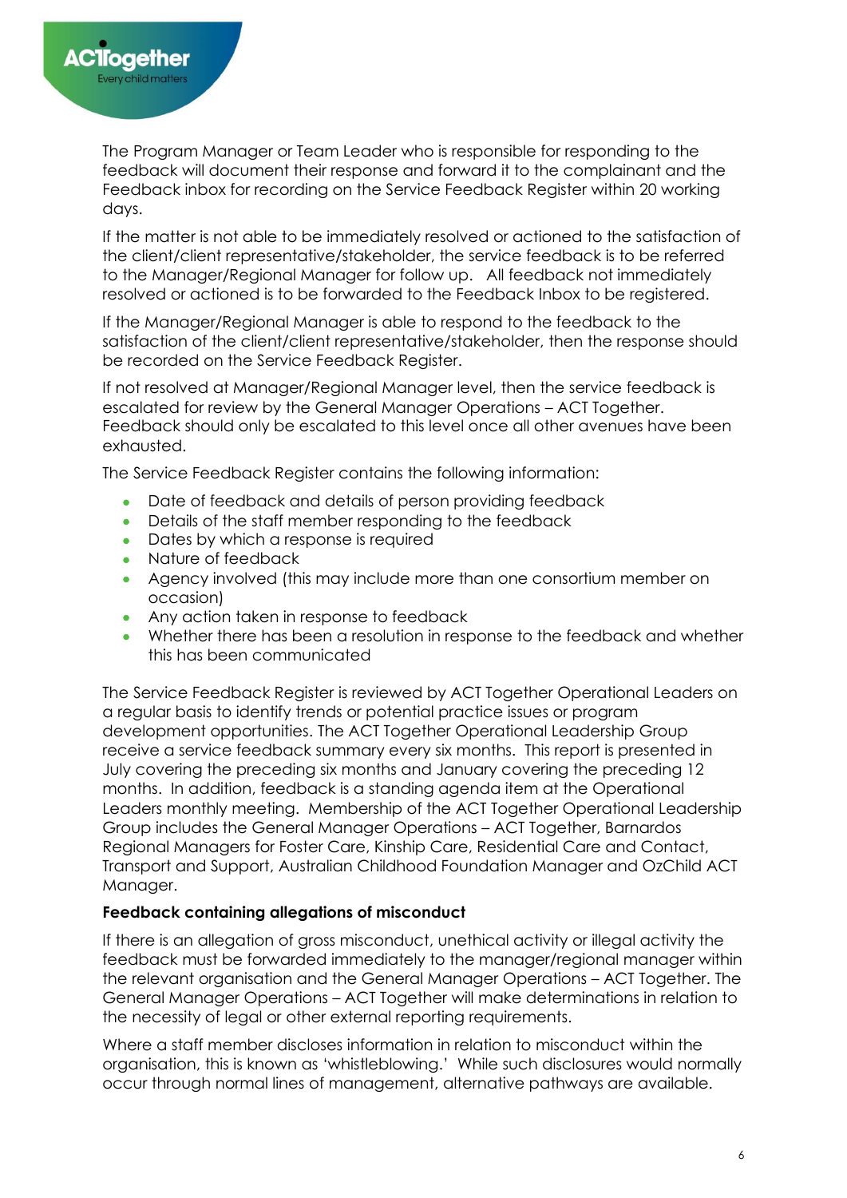The Program Manager or Team Leader who is responsible for responding to the feedback will document their response and forward it to the complainant and the Feedback inbox for recording on the Service Feedback Register within 20 working days.

If the matter is not able to be immediately resolved or actioned to the satisfaction of the client/client representative/stakeholder, the service feedback is to be referred to the Manager/Regional Manager for follow up. All feedback not immediately resolved or actioned is to be forwarded to the Feedback Inbox to be registered.

If the Manager/Regional Manager is able to respond to the feedback to the satisfaction of the client/client representative/stakeholder, then the response should be recorded on the Service Feedback Register.

If not resolved at Manager/Regional Manager level, then the service feedback is escalated for review by the General Manager Operations – ACT Together. Feedback should only be escalated to this level once all other avenues have been exhausted.

The Service Feedback Register contains the following information:

- Date of feedback and details of person providing feedback
- Details of the staff member responding to the feedback
- Dates by which a response is required
- Nature of feedback
- Agency involved (this may include more than one consortium member on occasion)
- Any action taken in response to feedback
- Whether there has been a resolution in response to the feedback and whether this has been communicated

The Service Feedback Register is reviewed by ACT Together Operational Leaders on a regular basis to identify trends or potential practice issues or program development opportunities. The ACT Together Operational Leadership Group receive a service feedback summary every six months. This report is presented in July covering the preceding six months and January covering the preceding 12 months. In addition, feedback is a standing agenda item at the Operational Leaders monthly meeting. Membership of the ACT Together Operational Leadership Group includes the General Manager Operations – ACT Together, Barnardos Regional Managers for Foster Care, Kinship Care, Residential Care and Contact, Transport and Support, Australian Childhood Foundation Manager and OzChild ACT Manager.

**Feedback containing allegations of misconduct**

If there is an allegation of gross misconduct, unethical activity or illegal activity the feedback must be forwarded immediately to the manager/regional manager within the relevant organisation and the General Manager Operations – ACT Together. The General Manager Operations – ACT Together will make determinations in relation to the necessity of legal or other external reporting requirements.

Where a staff member discloses information in relation to misconduct within the organisation, this is known as 'whistleblowing.' While such disclosures would normally occur through normal lines of management, alternative pathways are available.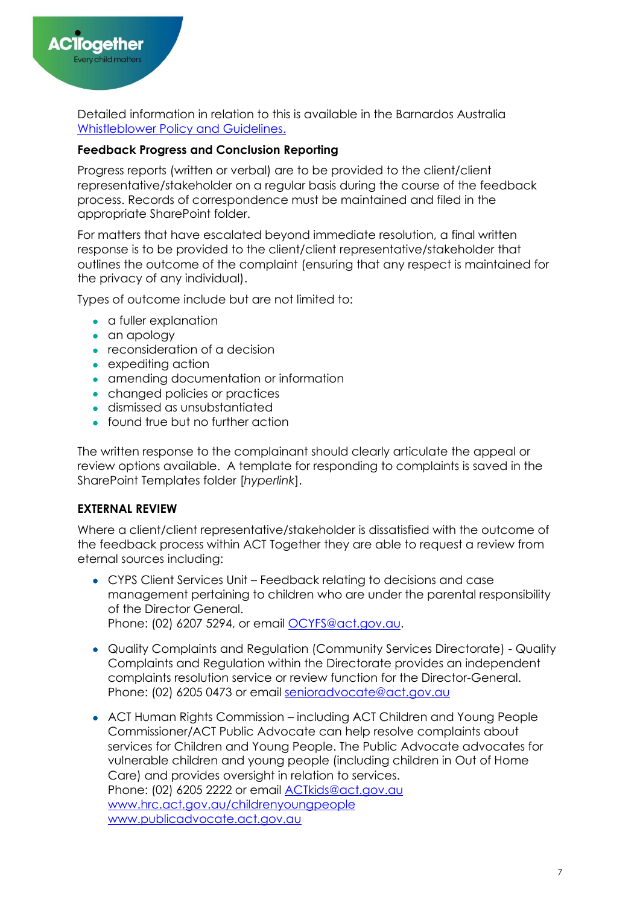Detailed information in relation to this is available in the Barnardos Australia [Whistleblower Policy and Guidelines.]()

**Feedback Progress and Conclusion Reporting**

Progress reports (written or verbal) are to be provided to the client/client representative/stakeholder on a regular basis during the course of the feedback process. Records of correspondence must be maintained and filed in the appropriate SharePoint folder.

For matters that have escalated beyond immediate resolution, a final written response is to be provided to the client/client representative/stakeholder that outlines the outcome of the complaint (ensuring that any respect is maintained for the privacy of any individual).

Types of outcome include but are not limited to:

- a fuller explanation
- an apology
- reconsideration of a decision
- expediting action
- amending documentation or information
- changed policies or practices
- dismissed as unsubstantiated
- found true but no further action

The written response to the complainant should clearly articulate the appeal or review options available.  A template for responding to complaints is saved in the SharePoint Templates folder [*hyperlink*].

**EXTERNAL REVIEW**

Where a client/client representative/stakeholder is dissatisfied with the outcome of the feedback process within ACT Together they are able to request a review from eternal sources including:

- CYPS Client Services Unit – Feedback relating to decisions and case management pertaining to children who are under the parental responsibility of the Director General.
  Phone: (02) 6207 5294, or email OCYFS@act.gov.au.

- Quality Complaints and Regulation (Community Services Directorate) - Quality Complaints and Regulation within the Directorate provides an independent complaints resolution service or review function for the Director-General.
  Phone: (02) 6205 0473 or email senioradvocate@act.gov.au

- ACT Human Rights Commission – including ACT Children and Young People Commissioner/ACT Public Advocate can help resolve complaints about services for Children and Young People. The Public Advocate advocates for vulnerable children and young people (including children in Out of Home Care) and provides oversight in relation to services.
  Phone: (02) 6205 2222 or email ACTkids@act.gov.au
  www.hrc.act.gov.au/childrenyoungpeople
  www.publicadvocate.act.gov.au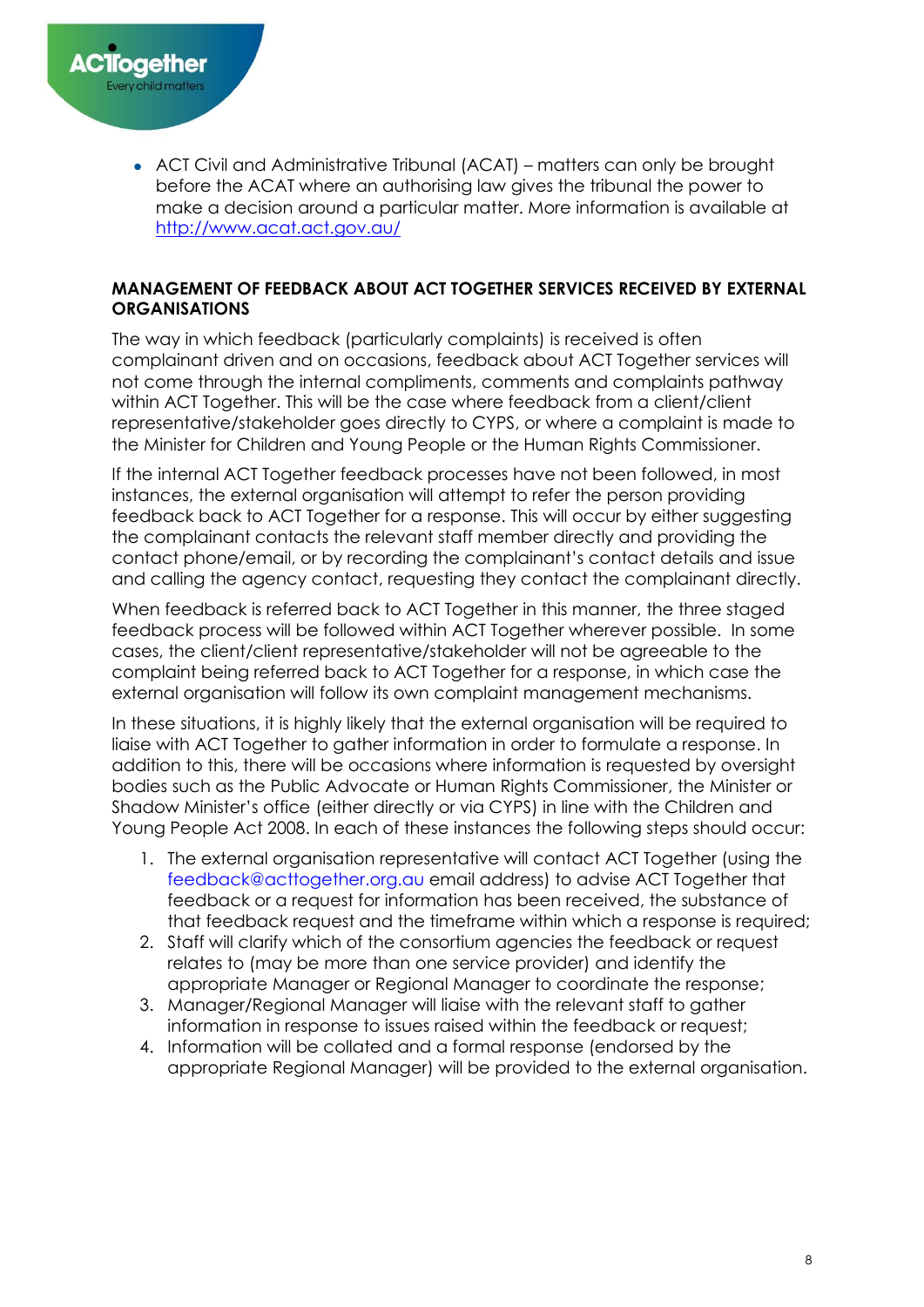- ACT Civil and Administrative Tribunal (ACAT) – matters can only be brought before the ACAT where an authorising law gives the tribunal the power to make a decision around a particular matter. More information is available at [http://www.acat.act.gov.au/](http://www.acat.act.gov.au/)

**MANAGEMENT OF FEEDBACK ABOUT ACT TOGETHER SERVICES RECEIVED BY EXTERNAL ORGANISATIONS**

The way in which feedback (particularly complaints) is received is often complainant driven and on occasions, feedback about ACT Together services will not come through the internal compliments, comments and complaints pathway within ACT Together. This will be the case where feedback from a client/client representative/stakeholder goes directly to CYPS, or where a complaint is made to the Minister for Children and Young People or the Human Rights Commissioner.

If the internal ACT Together feedback processes have not been followed, in most instances, the external organisation will attempt to refer the person providing feedback back to ACT Together for a response. This will occur by either suggesting the complainant contacts the relevant staff member directly and providing the contact phone/email, or by recording the complainant's contact details and issue and calling the agency contact, requesting they contact the complainant directly.

When feedback is referred back to ACT Together in this manner, the three staged feedback process will be followed within ACT Together wherever possible. In some cases, the client/client representative/stakeholder will not be agreeable to the complaint being referred back to ACT Together for a response, in which case the external organisation will follow its own complaint management mechanisms.

In these situations, it is highly likely that the external organisation will be required to liaise with ACT Together to gather information in order to formulate a response. In addition to this, there will be occasions where information is requested by oversight bodies such as the Public Advocate or Human Rights Commissioner, the Minister or Shadow Minister's office (either directly or via CYPS) in line with the Children and Young People Act 2008. In each of these instances the following steps should occur:

1. The external organisation representative will contact ACT Together (using the feedback@acttogether.org.au email address) to advise ACT Together that feedback or a request for information has been received, the substance of that feedback request and the timeframe within which a response is required;
2. Staff will clarify which of the consortium agencies the feedback or request relates to (may be more than one service provider) and identify the appropriate Manager or Regional Manager to coordinate the response;
3. Manager/Regional Manager will liaise with the relevant staff to gather information in response to issues raised within the feedback or request;
4. Information will be collated and a formal response (endorsed by the appropriate Regional Manager) will be provided to the external organisation.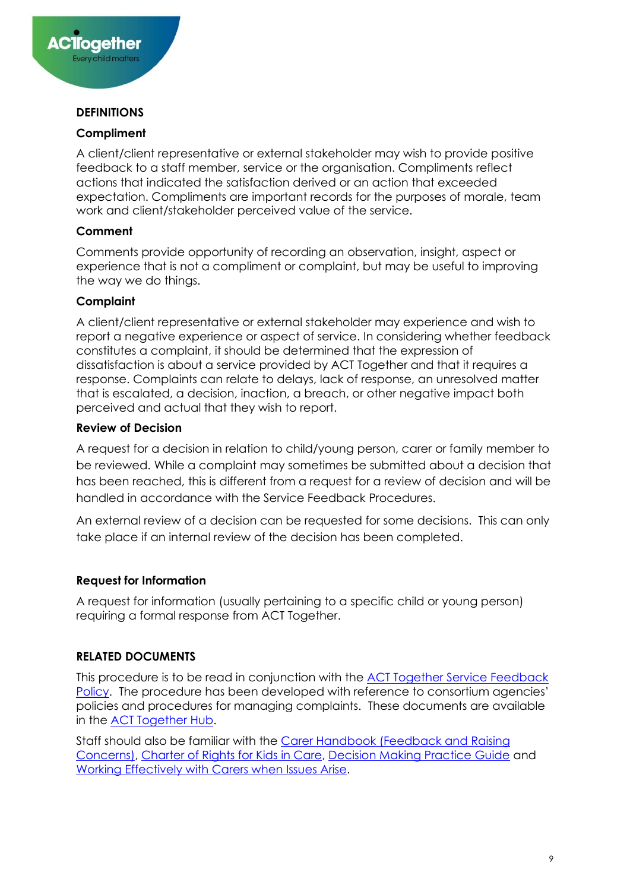## DEFINITIONS

### Compliment

A client/client representative or external stakeholder may wish to provide positive feedback to a staff member, service or the organisation. Compliments reflect actions that indicated the satisfaction derived or an action that exceeded expectation. Compliments are important records for the purposes of morale, team work and client/stakeholder perceived value of the service.

### Comment

Comments provide opportunity of recording an observation, insight, aspect or experience that is not a compliment or complaint, but may be useful to improving the way we do things.

### Complaint

A client/client representative or external stakeholder may experience and wish to report a negative experience or aspect of service. In considering whether feedback constitutes a complaint, it should be determined that the expression of dissatisfaction is about a service provided by ACT Together and that it requires a response. Complaints can relate to delays, lack of response, an unresolved matter that is escalated, a decision, inaction, a breach, or other negative impact both perceived and actual that they wish to report.

### Review of Decision

A request for a decision in relation to child/young person, carer or family member to be reviewed. While a complaint may sometimes be submitted about a decision that has been reached, this is different from a request for a review of decision and will be handled in accordance with the Service Feedback Procedures.

An external review of a decision can be requested for some decisions. This can only take place if an internal review of the decision has been completed.

### Request for Information

A request for information (usually pertaining to a specific child or young person) requiring a formal response from ACT Together.

## RELATED DOCUMENTS

This procedure is to be read in conjunction with the ACT Together Service Feedback Policy. The procedure has been developed with reference to consortium agencies' policies and procedures for managing complaints. These documents are available in the ACT Together Hub.

Staff should also be familiar with the Carer Handbook (Feedback and Raising Concerns), Charter of Rights for Kids in Care, Decision Making Practice Guide and Working Effectively with Carers when Issues Arise.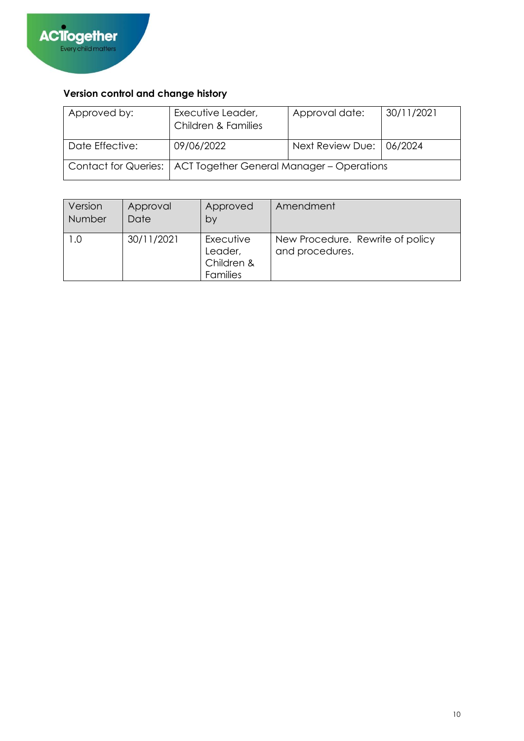### Version control and change history

| | | | |
|---|---|---|---|
| Approved by: | Executive Leader, Children & Families | Approval date: | 30/11/2021 |
| Date Effective: | 09/06/2022 | Next Review Due: | 06/2024 |
| Contact for Queries: | ACT Together General Manager – Operations | | |

| Version Number | Approval Date | Approved by | Amendment |
|---|---|---|---|
| 1.0 | 30/11/2021 | Executive Leader, Children & Families | New Procedure. Rewrite of policy and procedures. |